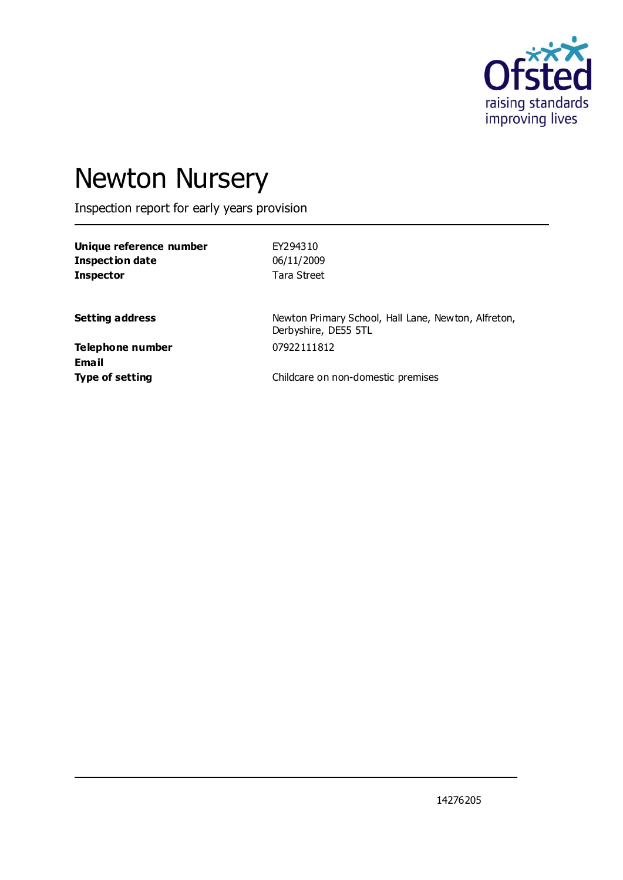# Newton Nursery

Inspection report for early years provision

| | |
|---|---|
| **Unique reference number** | EY294310 |
| **Inspection date** | 06/11/2009 |
| **Inspector** | Tara Street |
| | |
| **Setting address** | Newton Primary School, Hall Lane, Newton, Alfreton, Derbyshire, DE55 5TL |
| **Telephone number** | 07922111812 |
| **Email** | |
| **Type of setting** | Childcare on non-domestic premises |

14276205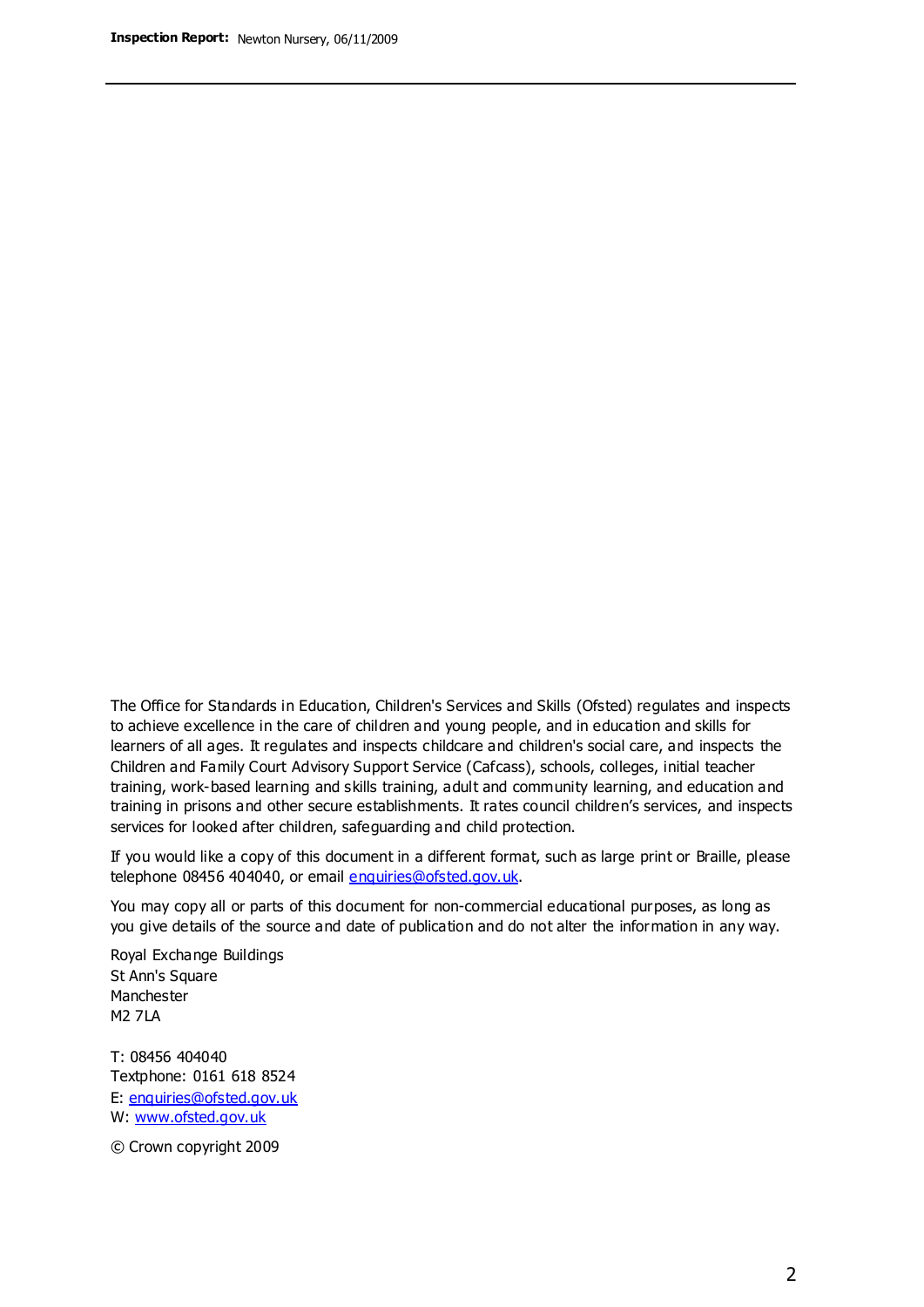The Office for Standards in Education, Children's Services and Skills (Ofsted) regulates and inspects to achieve excellence in the care of children and young people, and in education and skills for learners of all ages. It regulates and inspects childcare and children's social care, and inspects the Children and Family Court Advisory Support Service (Cafcass), schools, colleges, initial teacher training, work-based learning and skills training, adult and community learning, and education and training in prisons and other secure establishments. It rates council children's services, and inspects services for looked after children, safeguarding and child protection.

If you would like a copy of this document in a different format, such as large print or Braille, please telephone 08456 404040, or email enquiries@ofsted.gov.uk.

You may copy all or parts of this document for non-commercial educational purposes, as long as you give details of the source and date of publication and do not alter the information in any way.

Royal Exchange Buildings
St Ann's Square
Manchester
M2 7LA

T: 08456 404040
Textphone: 0161 618 8524
E: enquiries@ofsted.gov.uk
W: www.ofsted.gov.uk

© Crown copyright 2009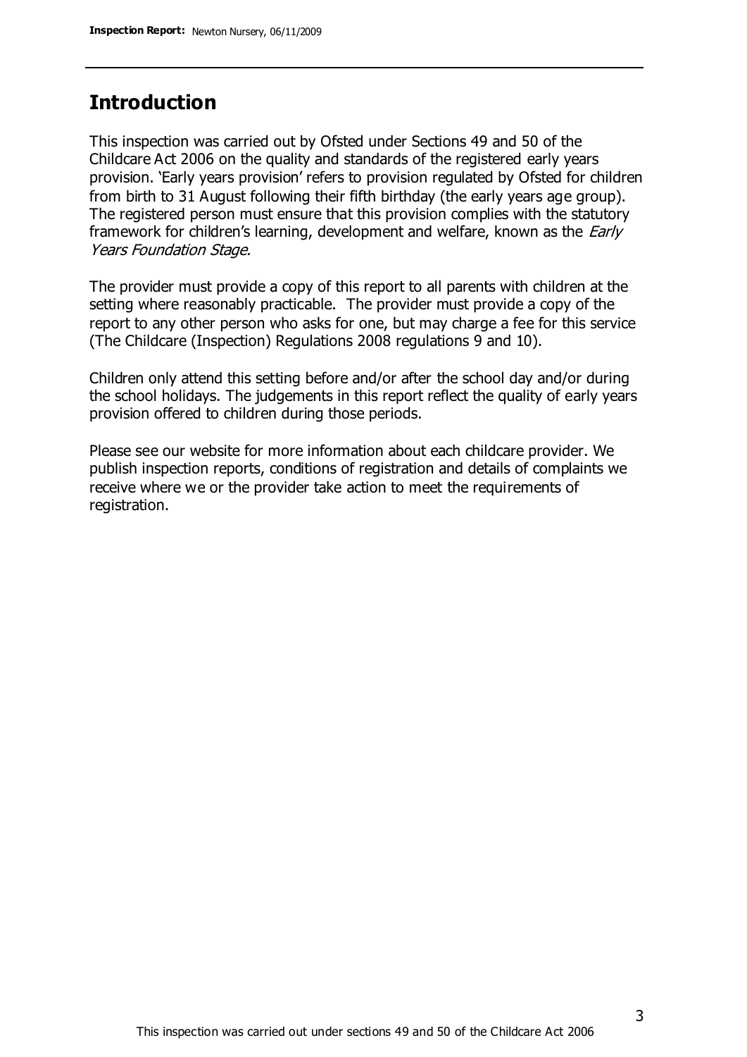## Introduction

This inspection was carried out by Ofsted under Sections 49 and 50 of the Childcare Act 2006 on the quality and standards of the registered early years provision. 'Early years provision' refers to provision regulated by Ofsted for children from birth to 31 August following their fifth birthday (the early years age group). The registered person must ensure that this provision complies with the statutory framework for children's learning, development and welfare, known as the *Early Years Foundation Stage.*

The provider must provide a copy of this report to all parents with children at the setting where reasonably practicable. The provider must provide a copy of the report to any other person who asks for one, but may charge a fee for this service (The Childcare (Inspection) Regulations 2008 regulations 9 and 10).

Children only attend this setting before and/or after the school day and/or during the school holidays. The judgements in this report reflect the quality of early years provision offered to children during those periods.

Please see our website for more information about each childcare provider. We publish inspection reports, conditions of registration and details of complaints we receive where we or the provider take action to meet the requirements of registration.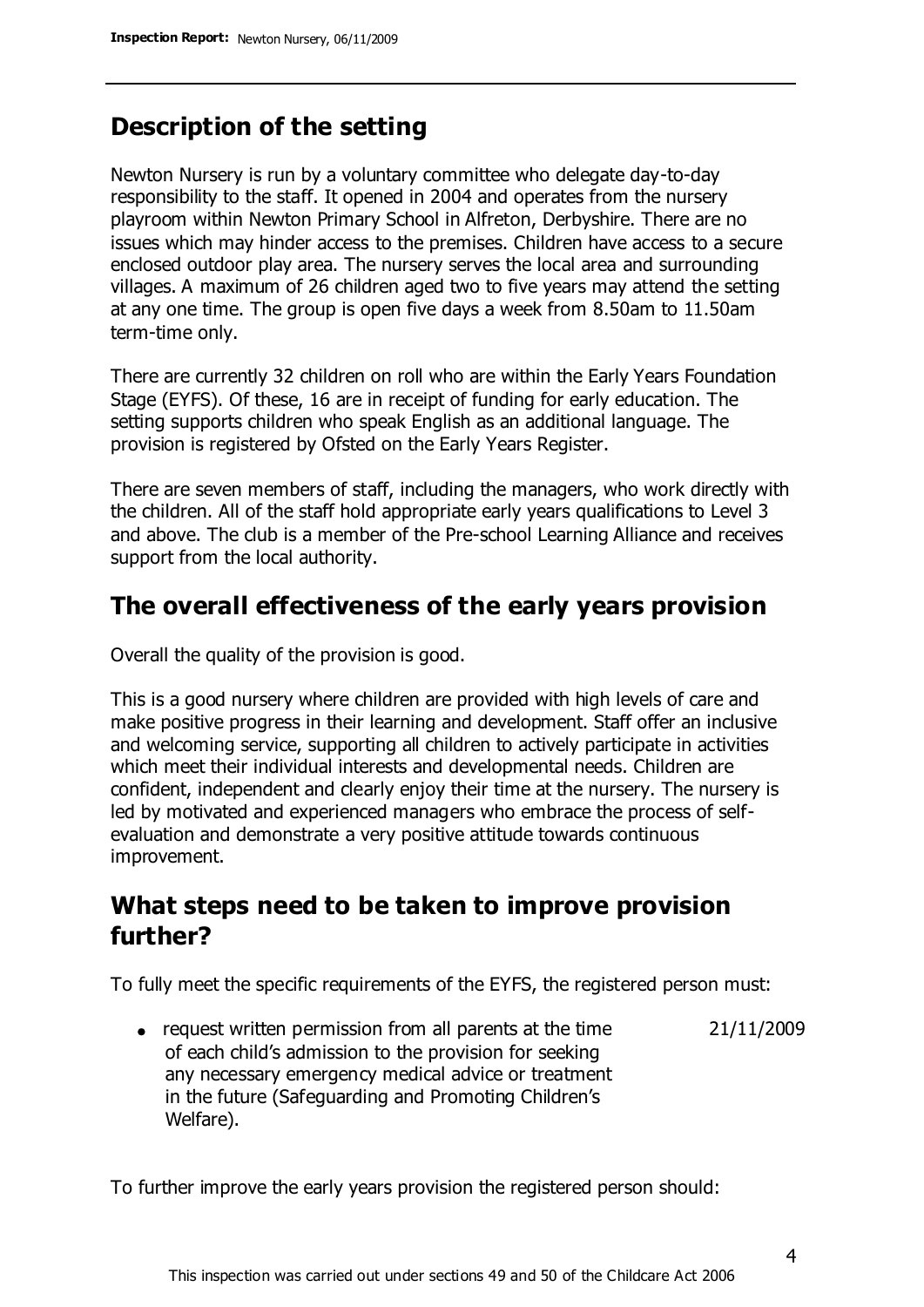## Description of the setting

Newton Nursery is run by a voluntary committee who delegate day-to-day responsibility to the staff. It opened in 2004 and operates from the nursery playroom within Newton Primary School in Alfreton, Derbyshire. There are no issues which may hinder access to the premises. Children have access to a secure enclosed outdoor play area. The nursery serves the local area and surrounding villages. A maximum of 26 children aged two to five years may attend the setting at any one time. The group is open five days a week from 8.50am to 11.50am term-time only.

There are currently 32 children on roll who are within the Early Years Foundation Stage (EYFS). Of these, 16 are in receipt of funding for early education. The setting supports children who speak English as an additional language. The provision is registered by Ofsted on the Early Years Register.

There are seven members of staff, including the managers, who work directly with the children. All of the staff hold appropriate early years qualifications to Level 3 and above. The club is a member of the Pre-school Learning Alliance and receives support from the local authority.

## The overall effectiveness of the early years provision

Overall the quality of the provision is good.

This is a good nursery where children are provided with high levels of care and make positive progress in their learning and development. Staff offer an inclusive and welcoming service, supporting all children to actively participate in activities which meet their individual interests and developmental needs. Children are confident, independent and clearly enjoy their time at the nursery. The nursery is led by motivated and experienced managers who embrace the process of self-evaluation and demonstrate a very positive attitude towards continuous improvement.

## What steps need to be taken to improve provision further?

To fully meet the specific requirements of the EYFS, the registered person must:

- request written permission from all parents at the time of each child's admission to the provision for seeking any necessary emergency medical advice or treatment in the future (Safeguarding and Promoting Children's Welfare). 21/11/2009

To further improve the early years provision the registered person should: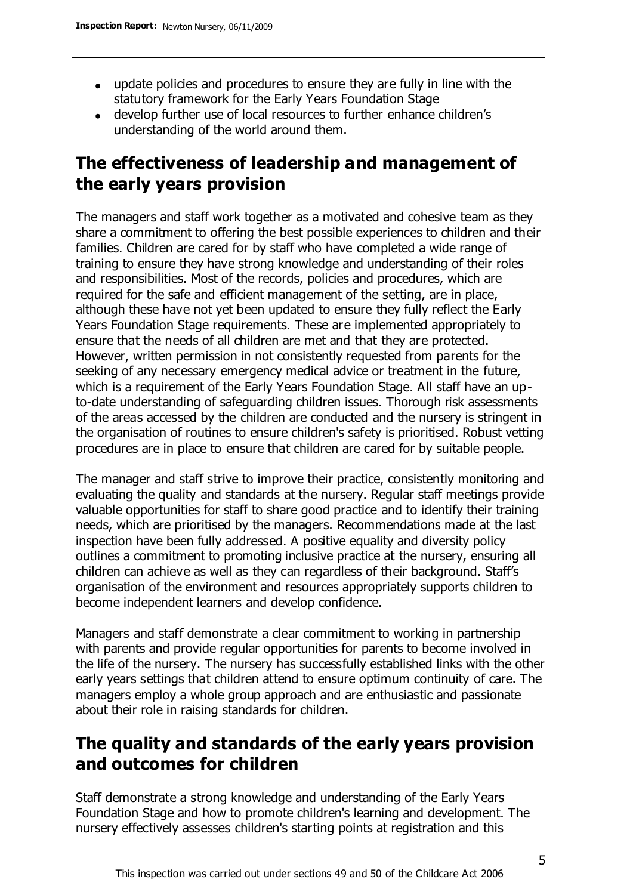- update policies and procedures to ensure they are fully in line with the statutory framework for the Early Years Foundation Stage
- develop further use of local resources to further enhance children's understanding of the world around them.

## The effectiveness of leadership and management of the early years provision

The managers and staff work together as a motivated and cohesive team as they share a commitment to offering the best possible experiences to children and their families. Children are cared for by staff who have completed a wide range of training to ensure they have strong knowledge and understanding of their roles and responsibilities. Most of the records, policies and procedures, which are required for the safe and efficient management of the setting, are in place, although these have not yet been updated to ensure they fully reflect the Early Years Foundation Stage requirements. These are implemented appropriately to ensure that the needs of all children are met and that they are protected. However, written permission in not consistently requested from parents for the seeking of any necessary emergency medical advice or treatment in the future, which is a requirement of the Early Years Foundation Stage. All staff have an up-to-date understanding of safeguarding children issues. Thorough risk assessments of the areas accessed by the children are conducted and the nursery is stringent in the organisation of routines to ensure children's safety is prioritised. Robust vetting procedures are in place to ensure that children are cared for by suitable people.

The manager and staff strive to improve their practice, consistently monitoring and evaluating the quality and standards at the nursery. Regular staff meetings provide valuable opportunities for staff to share good practice and to identify their training needs, which are prioritised by the managers. Recommendations made at the last inspection have been fully addressed. A positive equality and diversity policy outlines a commitment to promoting inclusive practice at the nursery, ensuring all children can achieve as well as they can regardless of their background. Staff's organisation of the environment and resources appropriately supports children to become independent learners and develop confidence.

Managers and staff demonstrate a clear commitment to working in partnership with parents and provide regular opportunities for parents to become involved in the life of the nursery. The nursery has successfully established links with the other early years settings that children attend to ensure optimum continuity of care. The managers employ a whole group approach and are enthusiastic and passionate about their role in raising standards for children.

## The quality and standards of the early years provision and outcomes for children

Staff demonstrate a strong knowledge and understanding of the Early Years Foundation Stage and how to promote children's learning and development. The nursery effectively assesses children's starting points at registration and this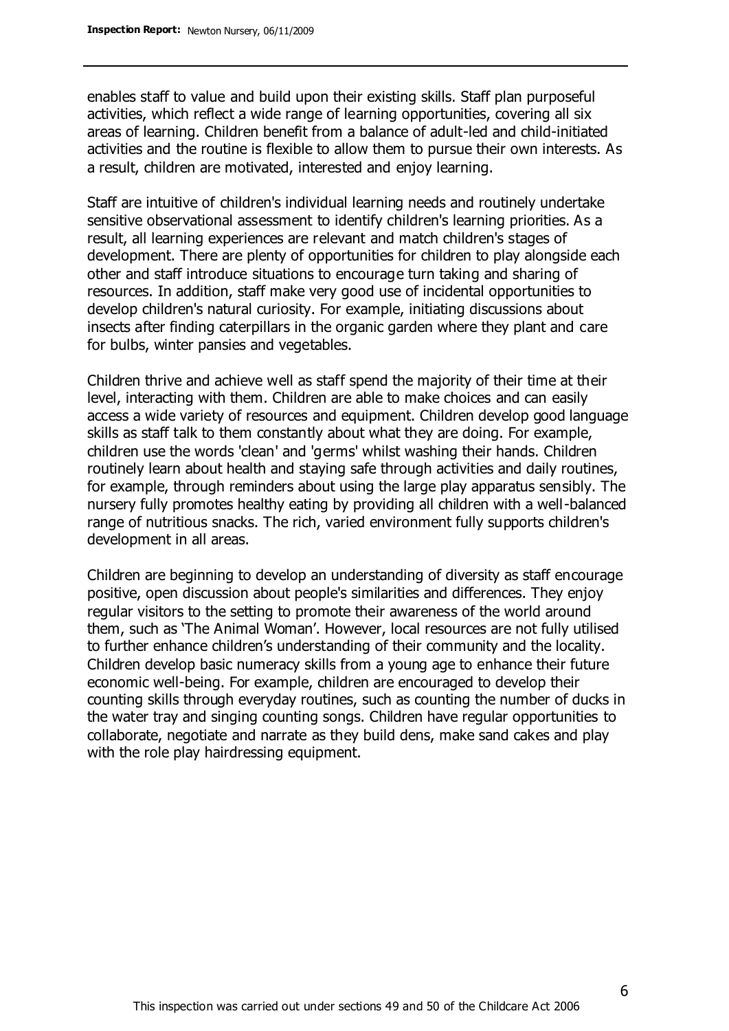enables staff to value and build upon their existing skills. Staff plan purposeful activities, which reflect a wide range of learning opportunities, covering all six areas of learning. Children benefit from a balance of adult-led and child-initiated activities and the routine is flexible to allow them to pursue their own interests. As a result, children are motivated, interested and enjoy learning.

Staff are intuitive of children's individual learning needs and routinely undertake sensitive observational assessment to identify children's learning priorities. As a result, all learning experiences are relevant and match children's stages of development. There are plenty of opportunities for children to play alongside each other and staff introduce situations to encourage turn taking and sharing of resources. In addition, staff make very good use of incidental opportunities to develop children's natural curiosity. For example, initiating discussions about insects after finding caterpillars in the organic garden where they plant and care for bulbs, winter pansies and vegetables.

Children thrive and achieve well as staff spend the majority of their time at their level, interacting with them. Children are able to make choices and can easily access a wide variety of resources and equipment. Children develop good language skills as staff talk to them constantly about what they are doing. For example, children use the words 'clean' and 'germs' whilst washing their hands. Children routinely learn about health and staying safe through activities and daily routines, for example, through reminders about using the large play apparatus sensibly. The nursery fully promotes healthy eating by providing all children with a well-balanced range of nutritious snacks. The rich, varied environment fully supports children's development in all areas.

Children are beginning to develop an understanding of diversity as staff encourage positive, open discussion about people's similarities and differences. They enjoy regular visitors to the setting to promote their awareness of the world around them, such as 'The Animal Woman'. However, local resources are not fully utilised to further enhance children's understanding of their community and the locality. Children develop basic numeracy skills from a young age to enhance their future economic well-being. For example, children are encouraged to develop their counting skills through everyday routines, such as counting the number of ducks in the water tray and singing counting songs. Children have regular opportunities to collaborate, negotiate and narrate as they build dens, make sand cakes and play with the role play hairdressing equipment.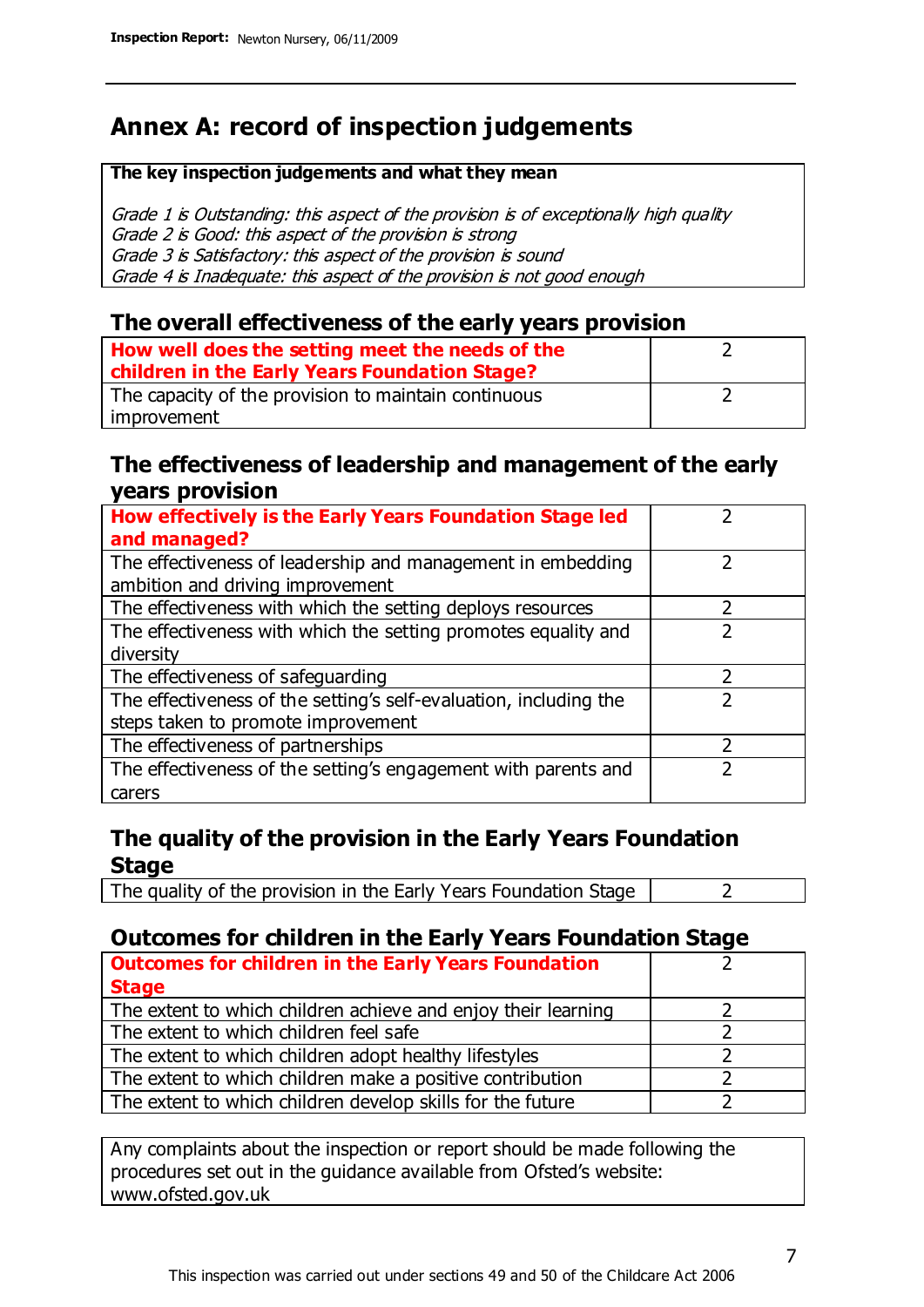# Annex A: record of inspection judgements

| The key inspection judgements and what they mean |
|---|
| *Grade 1 is Outstanding: this aspect of the provision is of exceptionally high quality*<br>*Grade 2 is Good: this aspect of the provision is strong*<br>*Grade 3 is Satisfactory: this aspect of the provision is sound*<br>*Grade 4 is Inadequate: this aspect of the provision is not good enough* |

## The overall effectiveness of the early years provision

| | |
|---|---|
| **How well does the setting meet the needs of the children in the Early Years Foundation Stage?** | 2 |
| The capacity of the provision to maintain continuous improvement | 2 |

## The effectiveness of leadership and management of the early years provision

| | |
|---|---|
| **How effectively is the Early Years Foundation Stage led and managed?** | 2 |
| The effectiveness of leadership and management in embedding ambition and driving improvement | 2 |
| The effectiveness with which the setting deploys resources | 2 |
| The effectiveness with which the setting promotes equality and diversity | 2 |
| The effectiveness of safeguarding | 2 |
| The effectiveness of the setting's self-evaluation, including the steps taken to promote improvement | 2 |
| The effectiveness of partnerships | 2 |
| The effectiveness of the setting's engagement with parents and carers | 2 |

## The quality of the provision in the Early Years Foundation Stage

| | |
|---|---|
| The quality of the provision in the Early Years Foundation Stage | 2 |

## Outcomes for children in the Early Years Foundation Stage

| | |
|---|---|
| **Outcomes for children in the Early Years Foundation Stage** | 2 |
| The extent to which children achieve and enjoy their learning | 2 |
| The extent to which children feel safe | 2 |
| The extent to which children adopt healthy lifestyles | 2 |
| The extent to which children make a positive contribution | 2 |
| The extent to which children develop skills for the future | 2 |

Any complaints about the inspection or report should be made following the procedures set out in the guidance available from Ofsted's website: www.ofsted.gov.uk

This inspection was carried out under sections 49 and 50 of the Childcare Act 2006